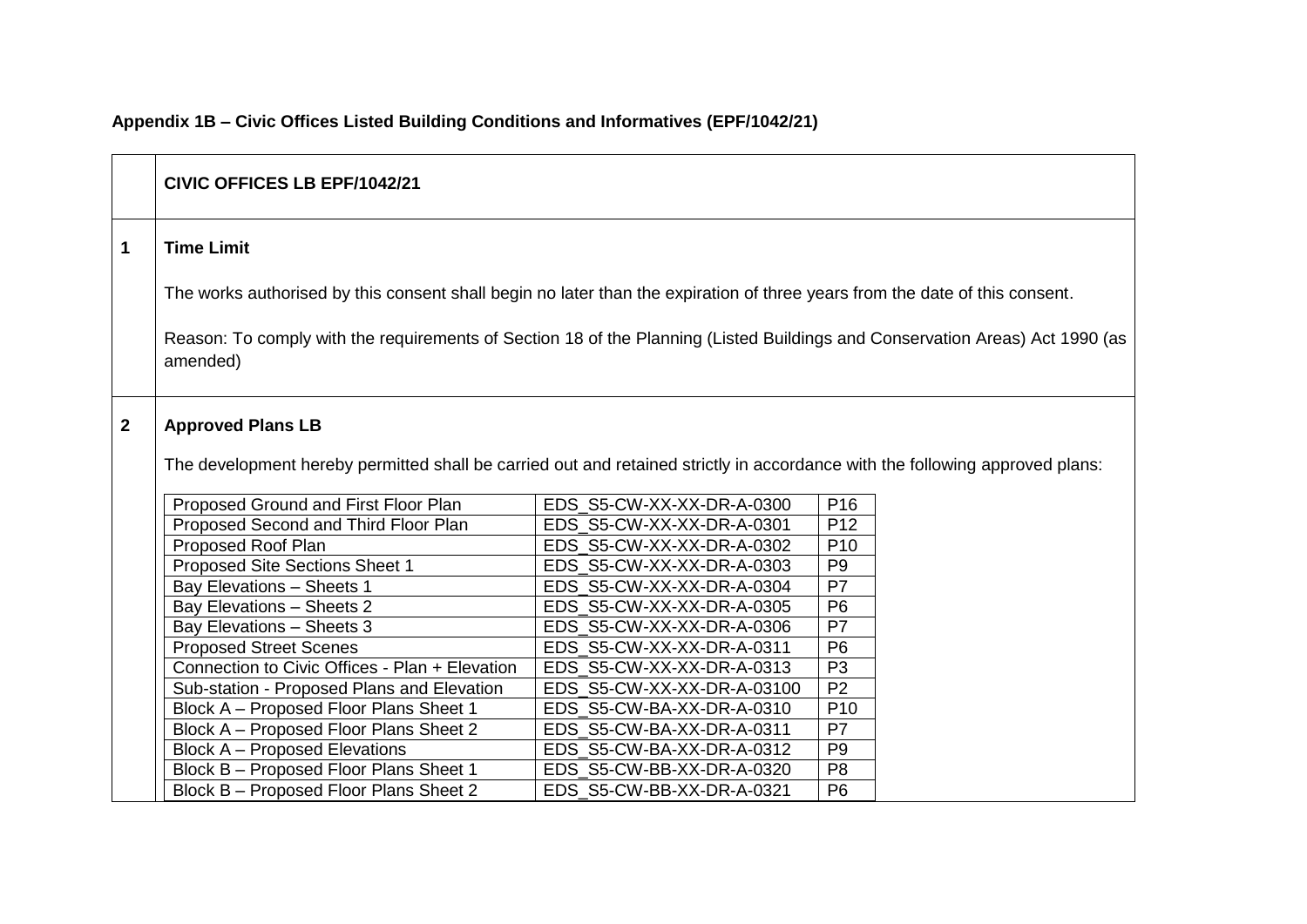**Appendix 1B – Civic Offices Listed Building Conditions and Informatives (EPF/1042/21)**

| | **CIVIC OFFICES LB EPF/1042/21** |
|---|---|
| **1** | **Time Limit**<br><br>The works authorised by this consent shall begin no later than the expiration of three years from the date of this consent.<br><br>Reason: To comply with the requirements of Section 18 of the Planning (Listed Buildings and Conservation Areas) Act 1990 (as amended) |
| **2** | **Approved Plans LB**<br><br>The development hereby permitted shall be carried out and retained strictly in accordance with the following approved plans: |

| | | |
|---|---|---|
| Proposed Ground and First Floor Plan | EDS_S5-CW-XX-XX-DR-A-0300 | P16 |
| Proposed Second and Third Floor Plan | EDS_S5-CW-XX-XX-DR-A-0301 | P12 |
| Proposed Roof Plan | EDS_S5-CW-XX-XX-DR-A-0302 | P10 |
| Proposed Site Sections Sheet 1 | EDS_S5-CW-XX-XX-DR-A-0303 | P9 |
| Bay Elevations – Sheets 1 | EDS_S5-CW-XX-XX-DR-A-0304 | P7 |
| Bay Elevations – Sheets 2 | EDS_S5-CW-XX-XX-DR-A-0305 | P6 |
| Bay Elevations – Sheets 3 | EDS_S5-CW-XX-XX-DR-A-0306 | P7 |
| Proposed Street Scenes | EDS_S5-CW-XX-XX-DR-A-0311 | P6 |
| Connection to Civic Offices - Plan + Elevation | EDS_S5-CW-XX-XX-DR-A-0313 | P3 |
| Sub-station - Proposed Plans and Elevation | EDS_S5-CW-XX-XX-DR-A-03100 | P2 |
| Block A – Proposed Floor Plans Sheet 1 | EDS_S5-CW-BA-XX-DR-A-0310 | P10 |
| Block A – Proposed Floor Plans Sheet 2 | EDS_S5-CW-BA-XX-DR-A-0311 | P7 |
| Block A – Proposed Elevations | EDS_S5-CW-BA-XX-DR-A-0312 | P9 |
| Block B – Proposed Floor Plans Sheet 1 | EDS_S5-CW-BB-XX-DR-A-0320 | P8 |
| Block B – Proposed Floor Plans Sheet 2 | EDS_S5-CW-BB-XX-DR-A-0321 | P6 |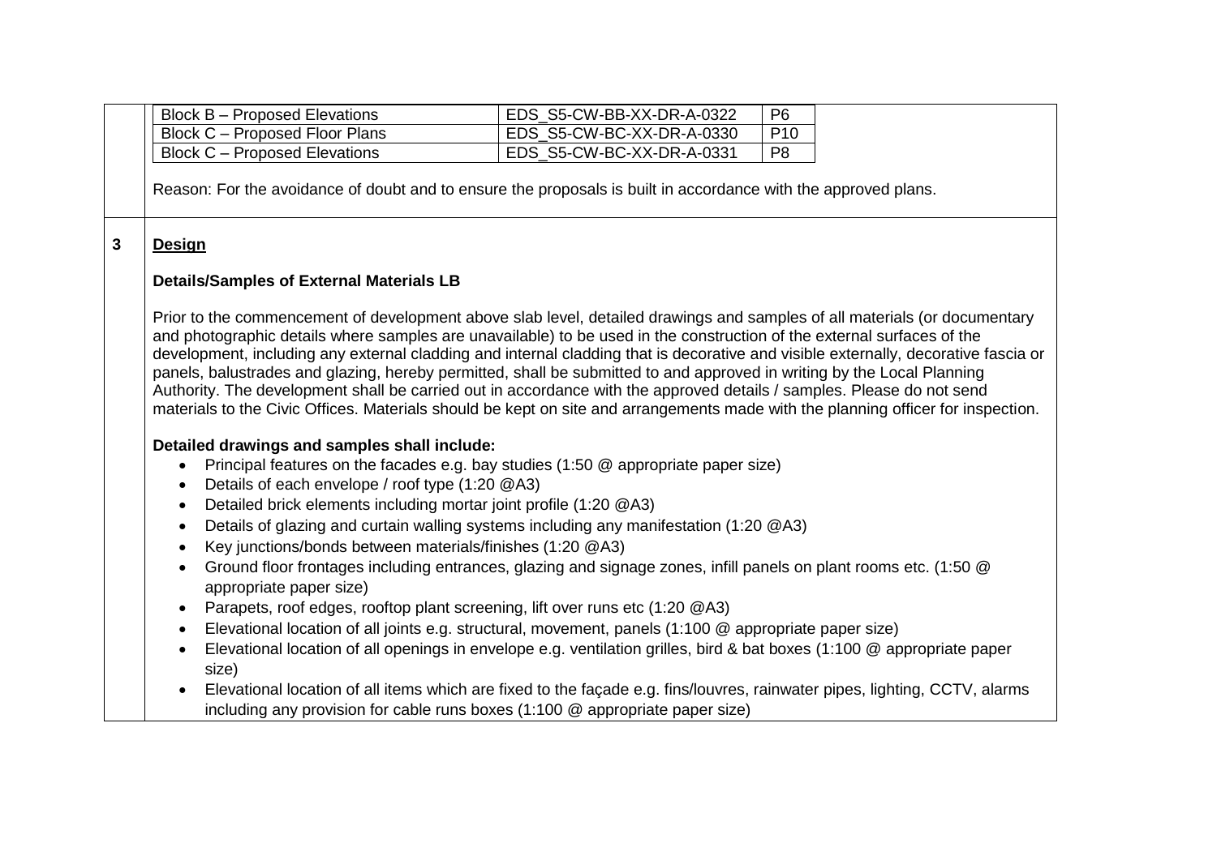| Block B – Proposed Elevations | EDS_S5-CW-BB-XX-DR-A-0322 | P6 |
|---|---|---|
| Block C – Proposed Floor Plans | EDS_S5-CW-BC-XX-DR-A-0330 | P10 |
| Block C – Proposed Elevations | EDS_S5-CW-BC-XX-DR-A-0331 | P8 |

Reason: For the avoidance of doubt and to ensure the proposals is built in accordance with the approved plans.

**3** **Design**

**Details/Samples of External Materials LB**

Prior to the commencement of development above slab level, detailed drawings and samples of all materials (or documentary and photographic details where samples are unavailable) to be used in the construction of the external surfaces of the development, including any external cladding and internal cladding that is decorative and visible externally, decorative fascia or panels, balustrades and glazing, hereby permitted, shall be submitted to and approved in writing by the Local Planning Authority. The development shall be carried out in accordance with the approved details / samples. Please do not send materials to the Civic Offices. Materials should be kept on site and arrangements made with the planning officer for inspection.

**Detailed drawings and samples shall include:**

- Principal features on the facades e.g. bay studies (1:50 @ appropriate paper size)
- Details of each envelope / roof type (1:20 @A3)
- Detailed brick elements including mortar joint profile (1:20 @A3)
- Details of glazing and curtain walling systems including any manifestation (1:20 @A3)
- Key junctions/bonds between materials/finishes (1:20 @A3)
- Ground floor frontages including entrances, glazing and signage zones, infill panels on plant rooms etc. (1:50 @ appropriate paper size)
- Parapets, roof edges, rooftop plant screening, lift over runs etc (1:20 @A3)
- Elevational location of all joints e.g. structural, movement, panels (1:100 @ appropriate paper size)
- Elevational location of all openings in envelope e.g. ventilation grilles, bird & bat boxes (1:100 @ appropriate paper size)
- Elevational location of all items which are fixed to the façade e.g. fins/louvres, rainwater pipes, lighting, CCTV, alarms including any provision for cable runs boxes (1:100 @ appropriate paper size)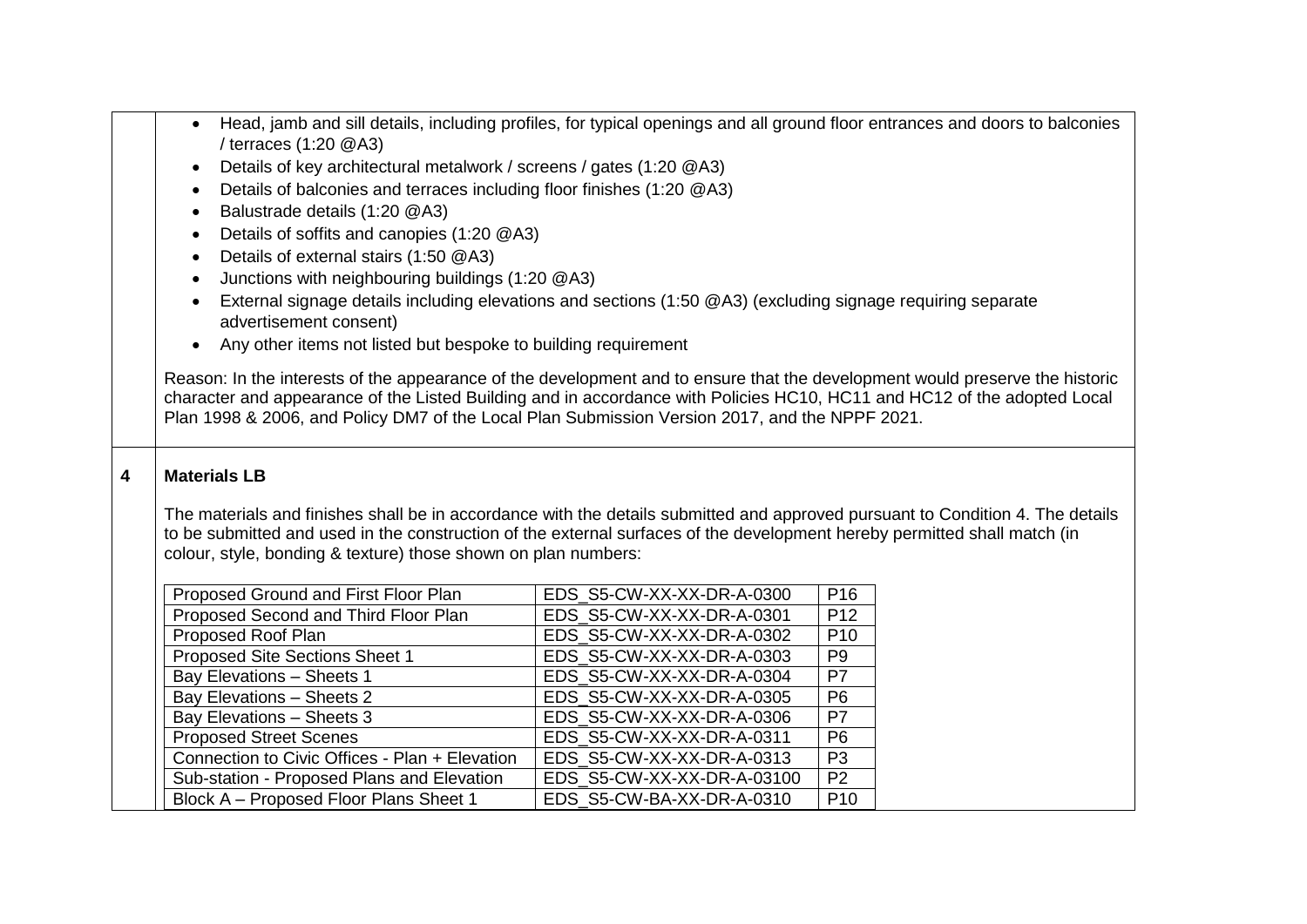- Head, jamb and sill details, including profiles, for typical openings and all ground floor entrances and doors to balconies / terraces (1:20 @A3)
- Details of key architectural metalwork / screens / gates (1:20 @A3)
- Details of balconies and terraces including floor finishes (1:20 @A3)
- Balustrade details (1:20 @A3)
- Details of soffits and canopies (1:20 @A3)
- Details of external stairs (1:50 @A3)
- Junctions with neighbouring buildings (1:20 @A3)
- External signage details including elevations and sections (1:50 @A3) (excluding signage requiring separate advertisement consent)
- Any other items not listed but bespoke to building requirement

Reason: In the interests of the appearance of the development and to ensure that the development would preserve the historic character and appearance of the Listed Building and in accordance with Policies HC10, HC11 and HC12 of the adopted Local Plan 1998 & 2006, and Policy DM7 of the Local Plan Submission Version 2017, and the NPPF 2021.

**4 Materials LB**

The materials and finishes shall be in accordance with the details submitted and approved pursuant to Condition 4. The details to be submitted and used in the construction of the external surfaces of the development hereby permitted shall match (in colour, style, bonding & texture) those shown on plan numbers:

| | | |
|---|---|---|
| Proposed Ground and First Floor Plan | EDS_S5-CW-XX-XX-DR-A-0300 | P16 |
| Proposed Second and Third Floor Plan | EDS_S5-CW-XX-XX-DR-A-0301 | P12 |
| Proposed Roof Plan | EDS_S5-CW-XX-XX-DR-A-0302 | P10 |
| Proposed Site Sections Sheet 1 | EDS_S5-CW-XX-XX-DR-A-0303 | P9 |
| Bay Elevations – Sheets 1 | EDS_S5-CW-XX-XX-DR-A-0304 | P7 |
| Bay Elevations – Sheets 2 | EDS_S5-CW-XX-XX-DR-A-0305 | P6 |
| Bay Elevations – Sheets 3 | EDS_S5-CW-XX-XX-DR-A-0306 | P7 |
| Proposed Street Scenes | EDS_S5-CW-XX-XX-DR-A-0311 | P6 |
| Connection to Civic Offices - Plan + Elevation | EDS_S5-CW-XX-XX-DR-A-0313 | P3 |
| Sub-station - Proposed Plans and Elevation | EDS_S5-CW-XX-XX-DR-A-03100 | P2 |
| Block A – Proposed Floor Plans Sheet 1 | EDS_S5-CW-BA-XX-DR-A-0310 | P10 |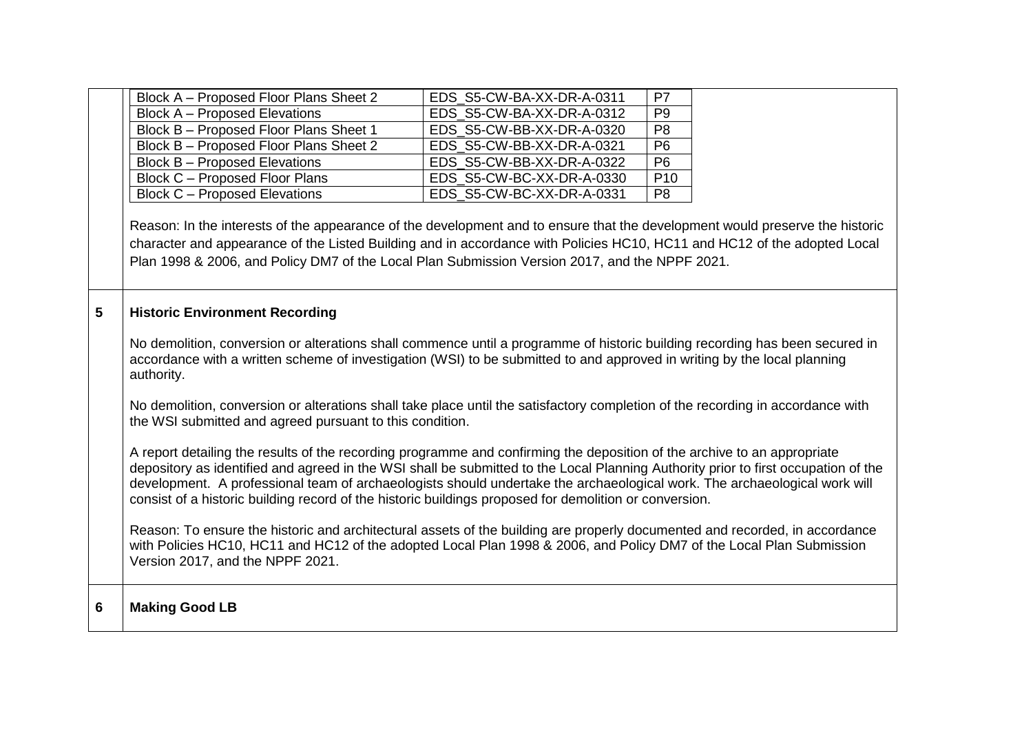| Drawing | Number | Revision |
|---|---|---|
| Block A – Proposed Floor Plans Sheet 2 | EDS_S5-CW-BA-XX-DR-A-0311 | P7 |
| Block A – Proposed Elevations | EDS_S5-CW-BA-XX-DR-A-0312 | P9 |
| Block B – Proposed Floor Plans Sheet 1 | EDS_S5-CW-BB-XX-DR-A-0320 | P8 |
| Block B – Proposed Floor Plans Sheet 2 | EDS_S5-CW-BB-XX-DR-A-0321 | P6 |
| Block B – Proposed Elevations | EDS_S5-CW-BB-XX-DR-A-0322 | P6 |
| Block C – Proposed Floor Plans | EDS_S5-CW-BC-XX-DR-A-0330 | P10 |
| Block C – Proposed Elevations | EDS_S5-CW-BC-XX-DR-A-0331 | P8 |

Reason: In the interests of the appearance of the development and to ensure that the development would preserve the historic character and appearance of the Listed Building and in accordance with Policies HC10, HC11 and HC12 of the adopted Local Plan 1998 & 2006, and Policy DM7 of the Local Plan Submission Version 2017, and the NPPF 2021.

**5 Historic Environment Recording**

No demolition, conversion or alterations shall commence until a programme of historic building recording has been secured in accordance with a written scheme of investigation (WSI) to be submitted to and approved in writing by the local planning authority.

No demolition, conversion or alterations shall take place until the satisfactory completion of the recording in accordance with the WSI submitted and agreed pursuant to this condition.

A report detailing the results of the recording programme and confirming the deposition of the archive to an appropriate depository as identified and agreed in the WSI shall be submitted to the Local Planning Authority prior to first occupation of the development. A professional team of archaeologists should undertake the archaeological work. The archaeological work will consist of a historic building record of the historic buildings proposed for demolition or conversion.

Reason: To ensure the historic and architectural assets of the building are properly documented and recorded, in accordance with Policies HC10, HC11 and HC12 of the adopted Local Plan 1998 & 2006, and Policy DM7 of the Local Plan Submission Version 2017, and the NPPF 2021.

**6 Making Good LB**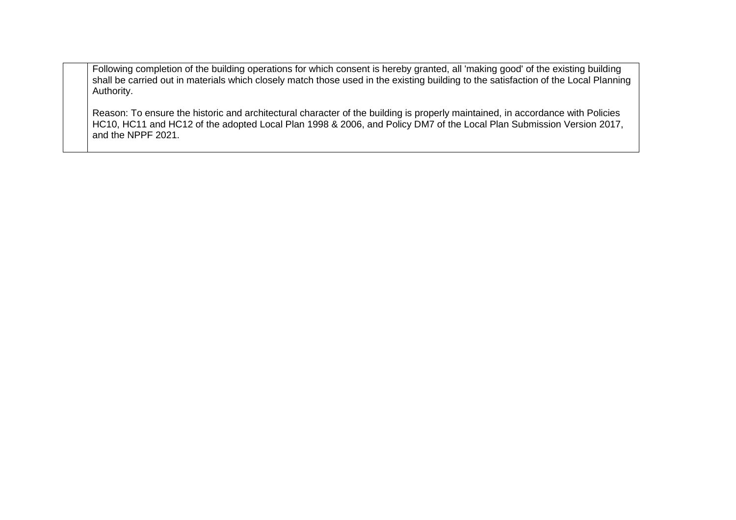| | |
|---|---|
| | Following completion of the building operations for which consent is hereby granted, all 'making good' of the existing building shall be carried out in materials which closely match those used in the existing building to the satisfaction of the Local Planning Authority.<br><br>Reason: To ensure the historic and architectural character of the building is properly maintained, in accordance with Policies HC10, HC11 and HC12 of the adopted Local Plan 1998 & 2006, and Policy DM7 of the Local Plan Submission Version 2017, and the NPPF 2021. |